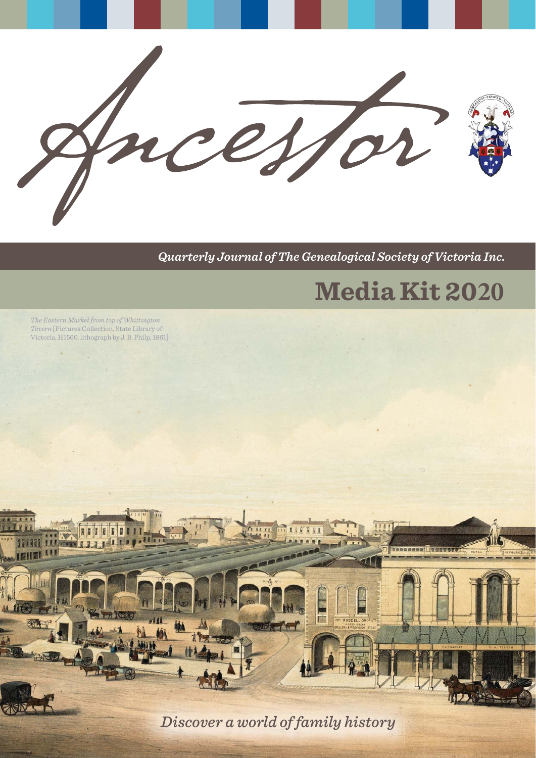# Ancestor

*Quarterly Journal of The Genealogical Society of Victoria Inc.*

## Media Kit 2020

*The Eastern Market from top of Whittington Tavern* [Pictures Collection, State Library of Victoria, H1560, lithograph by J. B. Philp, 1861]

*Discover a world of family history*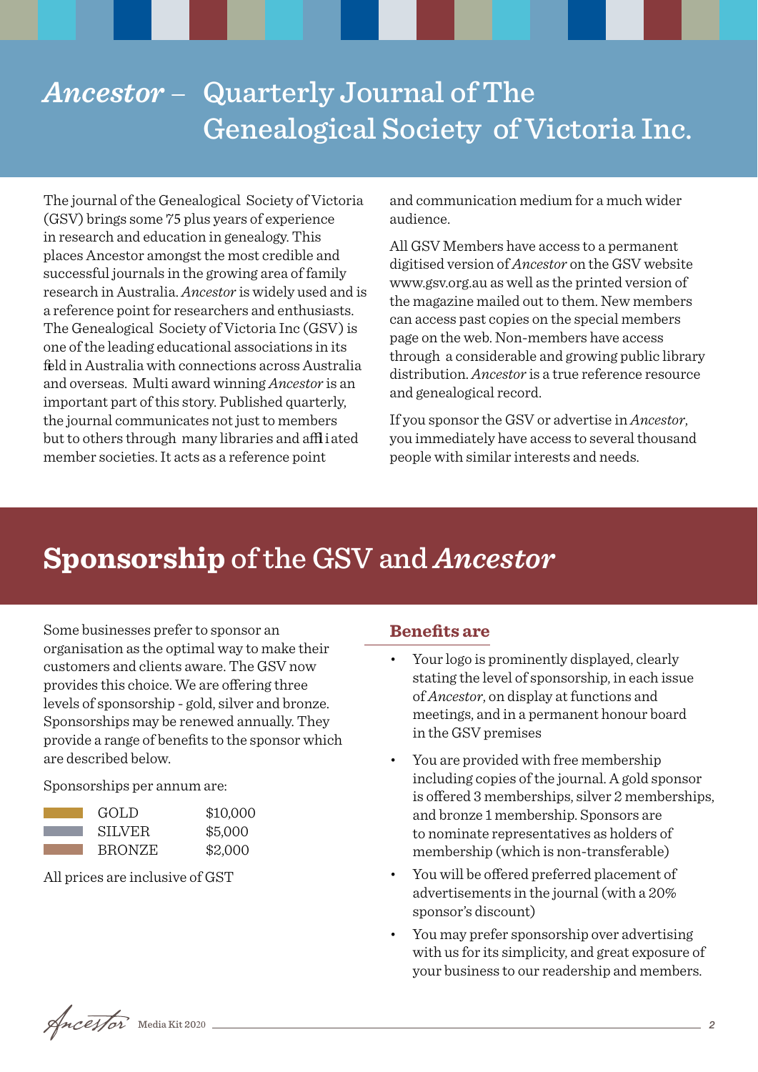# *Ancestor* – Quarterly Journal of The Genealogical Society of Victoria Inc.

The journal of the Genealogical Society of Victoria (GSV) brings some 75 plus years of experience in research and education in genealogy. This places Ancestor amongst the most credible and successful journals in the growing area of family research in Australia. *Ancestor* is widely used and is a reference point for researchers and enthusiasts. The Genealogical Society of Victoria Inc (GSV) is one of the leading educational associations in its field in Australia with connections across Australia and overseas. Multi award winning *Ancestor* is an important part of this story. Published quarterly, the journal communicates not just to members but to others through many libraries and affiliated member societies. It acts as a reference point and communication medium for a much wider audience.

All GSV Members have access to a permanent digitised version of *Ancestor* on the GSV website www.gsv.org.au as well as the printed version of the magazine mailed out to them. New members can access past copies on the special members page on the web. Non-members have access through a considerable and growing public library distribution. *Ancestor* is a true reference resource and genealogical record.

If you sponsor the GSV or advertise in *Ancestor*, you immediately have access to several thousand people with similar interests and needs.

# **Sponsorship** of the GSV and *Ancestor*

Some businesses prefer to sponsor an organisation as the optimal way to make their customers and clients aware. The GSV now provides this choice. We are offering three levels of sponsorship - gold, silver and bronze. Sponsorships may be renewed annually. They provide a range of benefits to the sponsor which are described below.

Sponsorships per annum are:

| Level | Price |
|---|---|
| GOLD | $10,000 |
| SILVER | $5,000 |
| BRONZE | $2,000 |

All prices are inclusive of GST

## Benefits are

- Your logo is prominently displayed, clearly stating the level of sponsorship, in each issue of *Ancestor*, on display at functions and meetings, and in a permanent honour board in the GSV premises
- You are provided with free membership including copies of the journal. A gold sponsor is offered 3 memberships, silver 2 memberships, and bronze 1 membership. Sponsors are to nominate representatives as holders of membership (which is non-transferable)
- You will be offered preferred placement of advertisements in the journal (with a 20% sponsor's discount)
- You may prefer sponsorship over advertising with us for its simplicity, and great exposure of your business to our readership and members.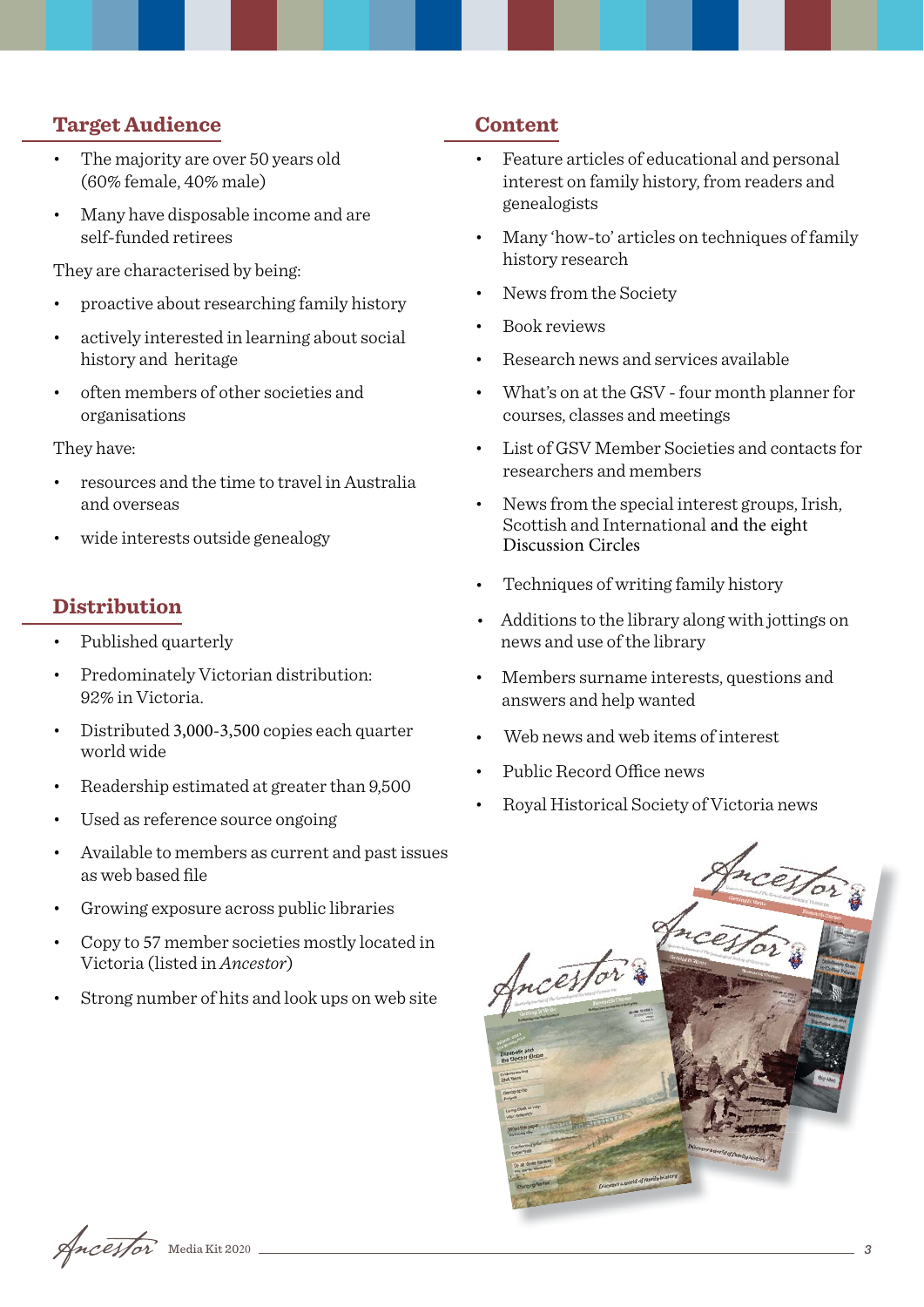## Target Audience

- The majority are over 50 years old (60% female, 40% male)
- Many have disposable income and are self-funded retirees

They are characterised by being:

- proactive about researching family history
- actively interested in learning about social history and heritage
- often members of other societies and organisations

They have:

- resources and the time to travel in Australia and overseas
- wide interests outside genealogy

## Distribution

- Published quarterly
- Predominately Victorian distribution: 92% in Victoria.
- Distributed 3,000-3,500 copies each quarter world wide
- Readership estimated at greater than 9,500
- Used as reference source ongoing
- Available to members as current and past issues as web based file
- Growing exposure across public libraries
- Copy to 57 member societies mostly located in Victoria (listed in *Ancestor*)
- Strong number of hits and look ups on web site

## Content

- Feature articles of educational and personal interest on family history, from readers and genealogists
- Many 'how-to' articles on techniques of family history research
- News from the Society
- Book reviews
- Research news and services available
- What's on at the GSV - four month planner for courses, classes and meetings
- List of GSV Member Societies and contacts for researchers and members
- News from the special interest groups, Irish, Scottish and International and the eight Discussion Circles
- Techniques of writing family history
- Additions to the library along with jottings on news and use of the library
- Members surname interests, questions and answers and help wanted
- Web news and web items of interest
- Public Record Office news
- Royal Historical Society of Victoria news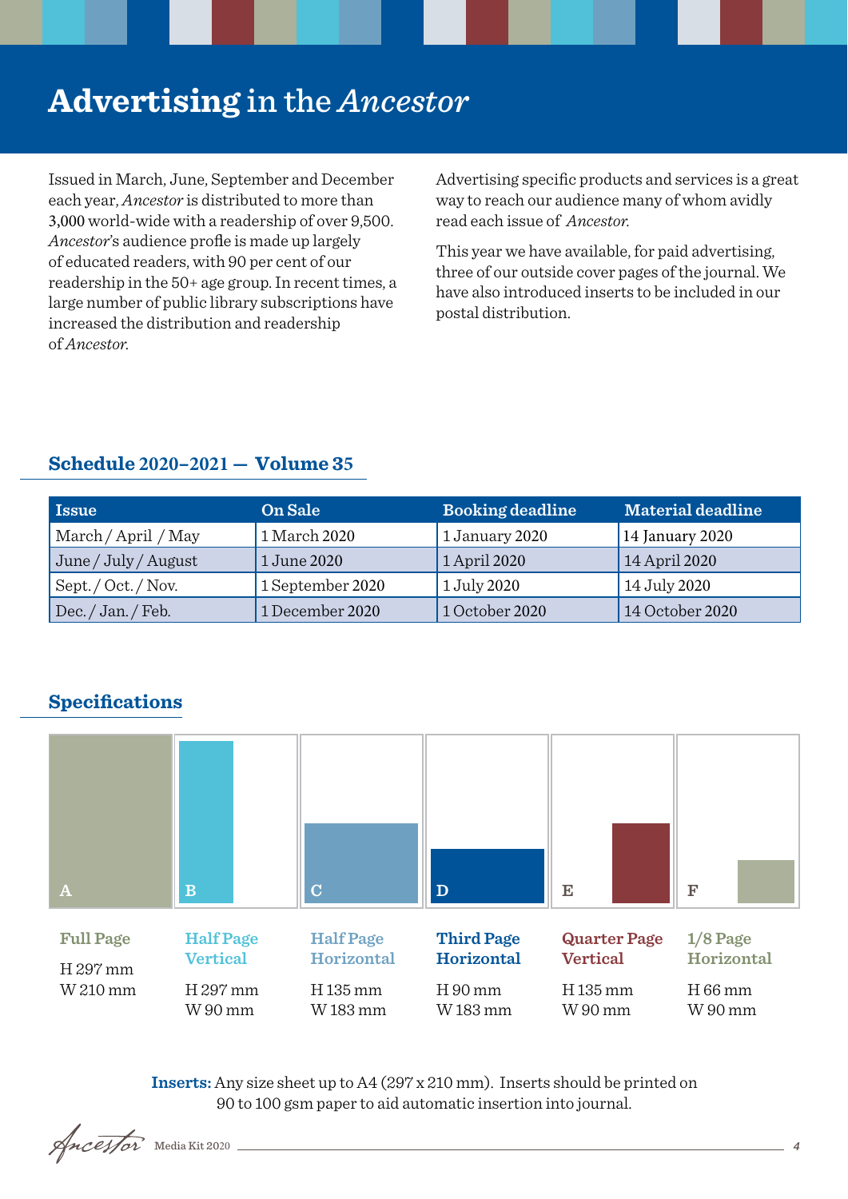# **Advertising** in the *Ancestor*

Issued in March, June, September and December each year, *Ancestor* is distributed to more than 3,000 world-wide with a readership of over 9,500. *Ancestor*'s audience profle is made up largely of educated readers, with 90 per cent of our readership in the 50+ age group. In recent times, a large number of public library subscriptions have increased the distribution and readership of *Ancestor*.

Advertising specific products and services is a great way to reach our audience many of whom avidly read each issue of *Ancestor*.

This year we have available, for paid advertising, three of our outside cover pages of the journal. We have also introduced inserts to be included in our postal distribution.

## Schedule 2020–2021 — Volume 35

| Issue | On Sale | Booking deadline | Material deadline |
|---|---|---|---|
| March / April / May | 1 March 2020 | 1 January 2020 | 14 January 2020 |
| June / July / August | 1 June 2020 | 1 April 2020 | 14 April 2020 |
| Sept. / Oct. / Nov. | 1 September 2020 | 1 July 2020 | 14 July 2020 |
| Dec. / Jan. / Feb. | 1 December 2020 | 1 October 2020 | 14 October 2020 |

## Specifications

| | Size | Height | Width |
|---|---|---|---|
| A | Full Page | H 297 mm | W 210 mm |
| B | Half Page Vertical | H 297 mm | W 90 mm |
| C | Half Page Horizontal | H 135 mm | W 183 mm |
| D | Third Page Horizontal | H 90 mm | W 183 mm |
| E | Quarter Page Vertical | H 135 mm | W 90 mm |
| F | 1/8 Page Horizontal | H 66 mm | W 90 mm |

**Inserts:** Any size sheet up to A4 (297 x 210 mm). Inserts should be printed on 90 to 100 gsm paper to aid automatic insertion into journal.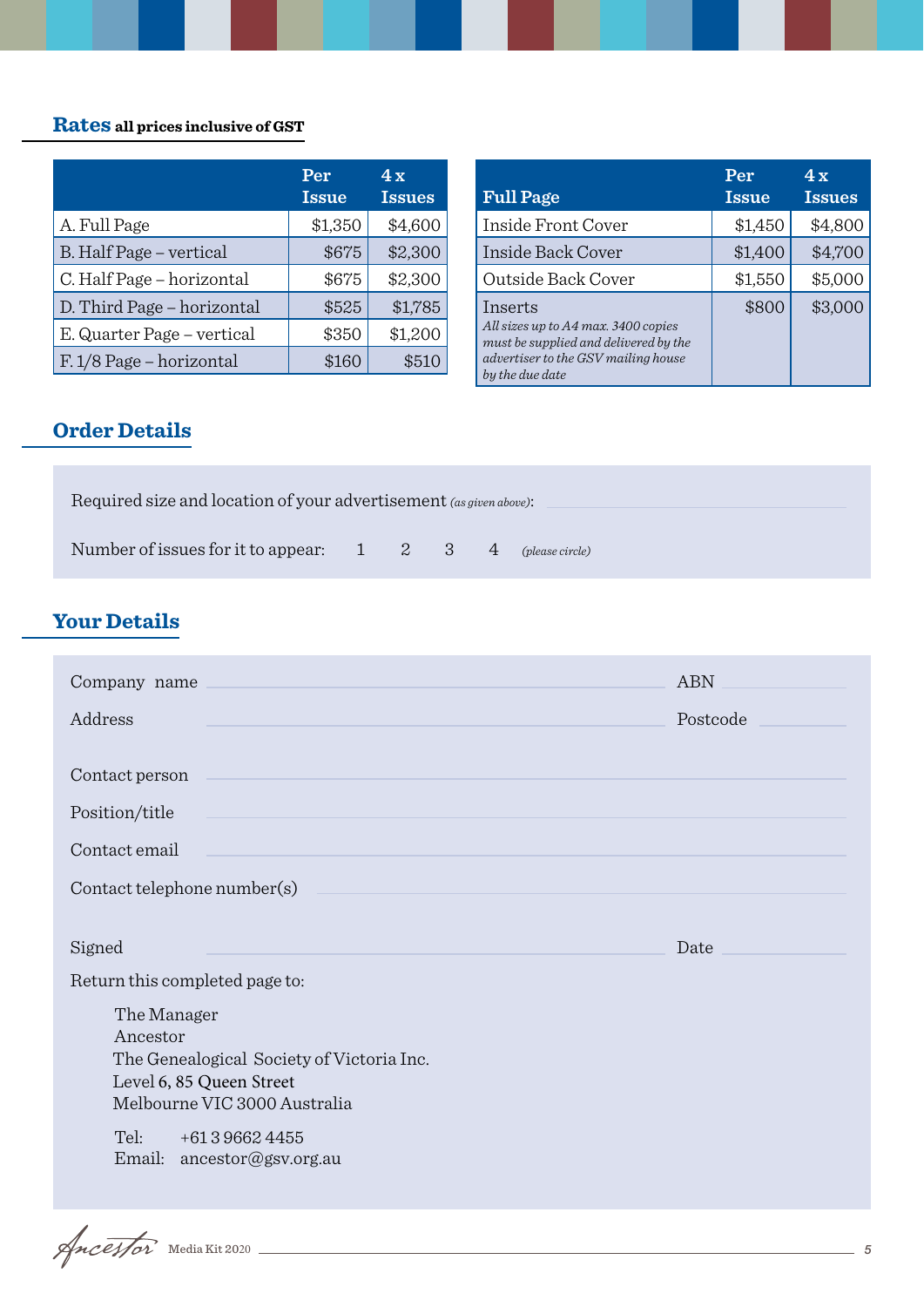## Rates **all prices inclusive of GST**

| | Per Issue | 4 x Issues |
|---|---|---|
| A. Full Page | $1,350 | $4,600 |
| B. Half Page – vertical | $675 | $2,300 |
| C. Half Page – horizontal | $675 | $2,300 |
| D. Third Page – horizontal | $525 | $1,785 |
| E. Quarter Page – vertical | $350 | $1,200 |
| F. 1/8 Page – horizontal | $160 | $510 |

| Full Page | Per Issue | 4 x Issues |
|---|---|---|
| Inside Front Cover | $1,450 | $4,800 |
| Inside Back Cover | $1,400 | $4,700 |
| Outside Back Cover | $1,550 | $5,000 |
| Inserts *All sizes up to A4 max. 3400 copies must be supplied and delivered by the advertiser to the GSV mailing house by the due date* | $800 | $3,000 |

## Order Details

Required size and location of your advertisement *(as given above)*: ______________________

Number of issues for it to appear: 1 2 3 4 *(please circle)*

## Your Details

Company name ______________________ ABN ____________

Address ______________________ Postcode ____________

Contact person ______________________

Position/title ______________________

Contact email ______________________

Contact telephone number(s) ______________________

Signed ______________________ Date ____________

Return this completed page to:

The Manager
Ancestor
The Genealogical Society of Victoria Inc.
Level 6, 85 Queen Street
Melbourne VIC 3000 Australia

Tel: +61 3 9662 4455
Email: ancestor@gsv.org.au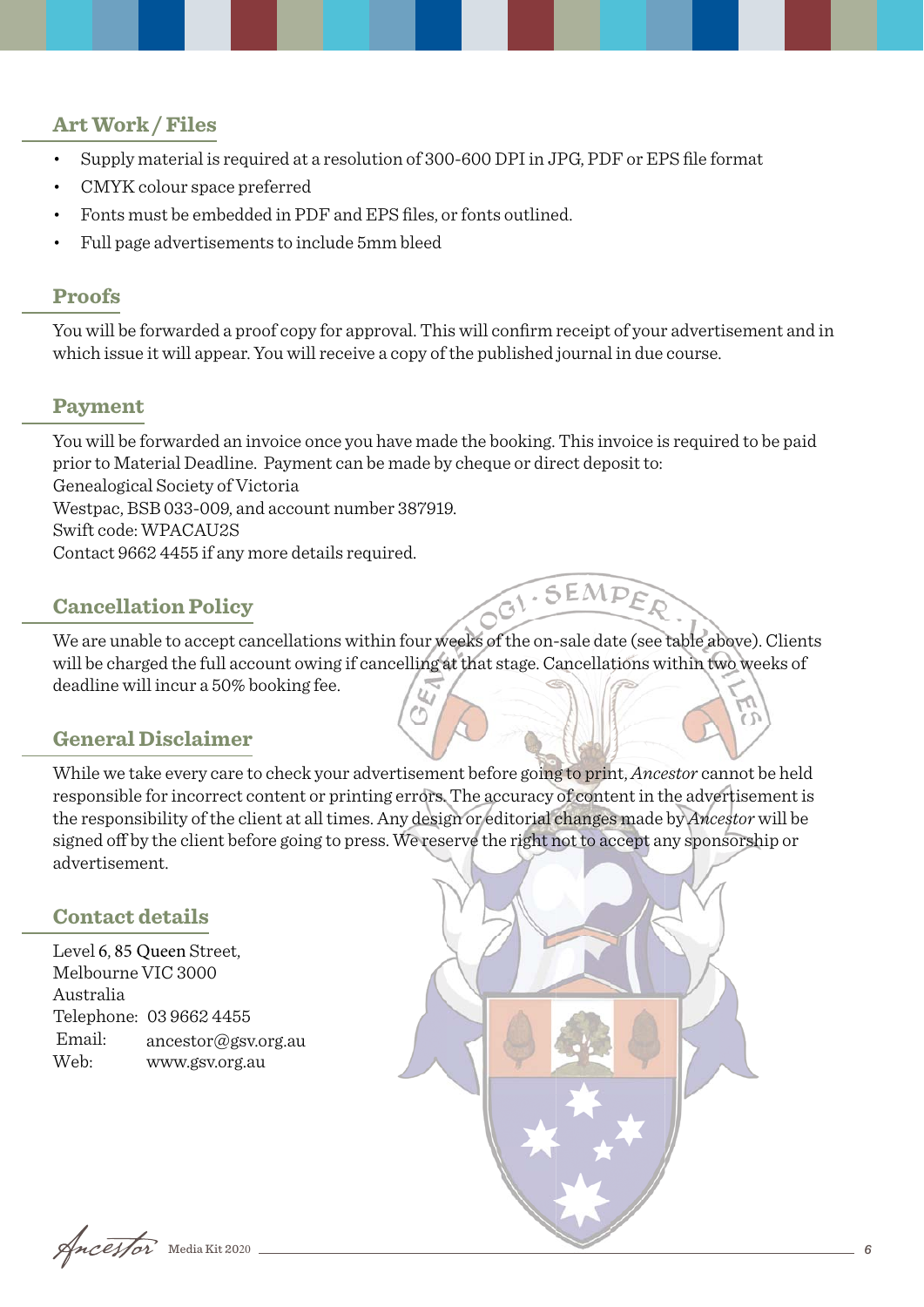## Art Work / Files

- Supply material is required at a resolution of 300-600 DPI in JPG, PDF or EPS file format
- CMYK colour space preferred
- Fonts must be embedded in PDF and EPS files, or fonts outlined.
- Full page advertisements to include 5mm bleed

## Proofs

You will be forwarded a proof copy for approval. This will confirm receipt of your advertisement and in which issue it will appear. You will receive a copy of the published journal in due course.

## Payment

You will be forwarded an invoice once you have made the booking. This invoice is required to be paid prior to Material Deadline. Payment can be made by cheque or direct deposit to:
Genealogical Society of Victoria
Westpac, BSB 033-009, and account number 387919.
Swift code: WPACAU2S
Contact 9662 4455 if any more details required.

## Cancellation Policy

We are unable to accept cancellations within four weeks of the on-sale date (see table above). Clients will be charged the full account owing if cancelling at that stage. Cancellations within two weeks of deadline will incur a 50% booking fee.

## General Disclaimer

While we take every care to check your advertisement before going to print, *Ancestor* cannot be held responsible for incorrect content or printing errors. The accuracy of content in the advertisement is the responsibility of the client at all times. Any design or editorial changes made by *Ancestor* will be signed off by the client before going to press. We reserve the right not to accept any sponsorship or advertisement.

## Contact details

Level 6, 85 Queen Street,
Melbourne VIC 3000
Australia
Telephone: 03 9662 4455
Email: ancestor@gsv.org.au
Web: www.gsv.org.au